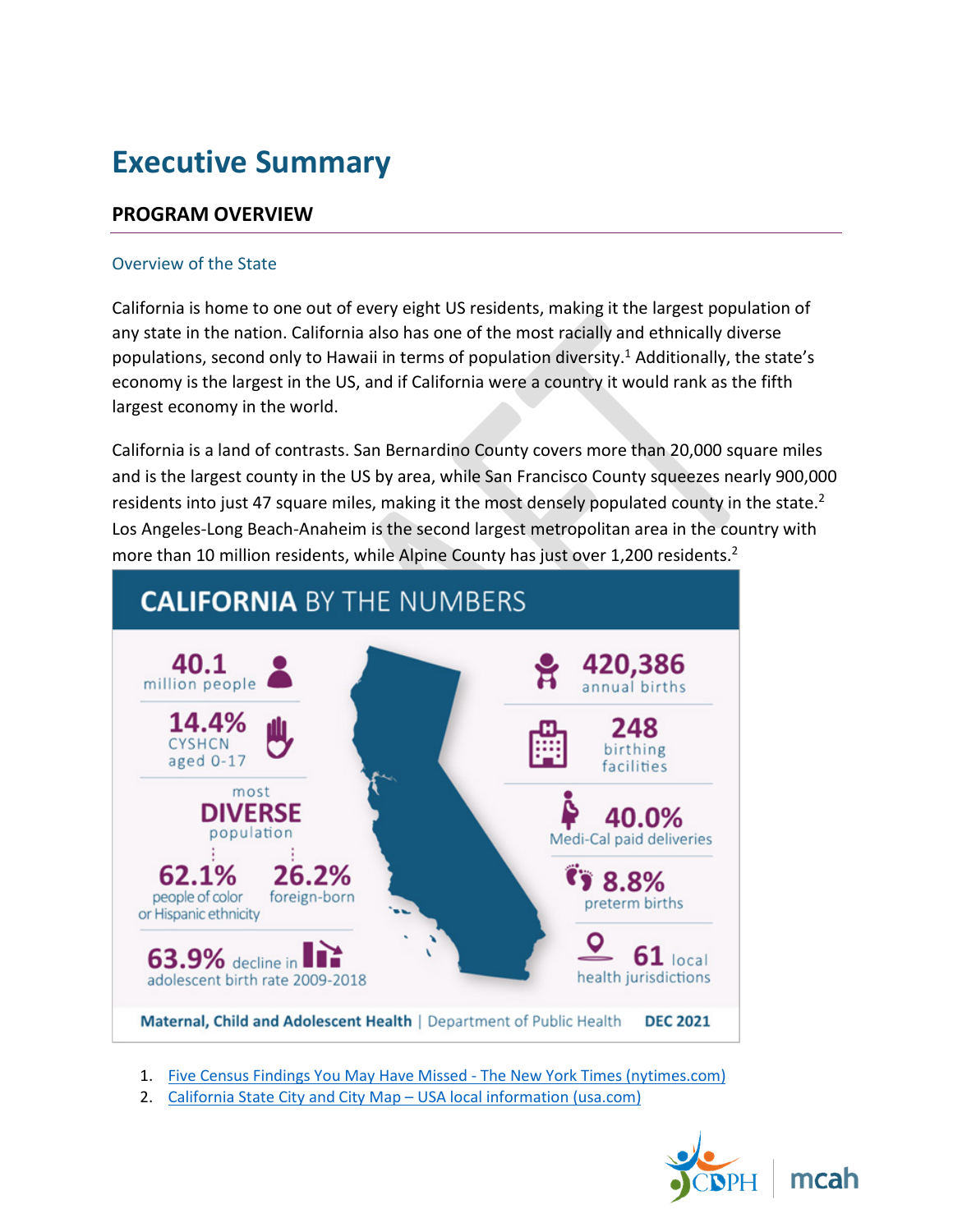# Executive Summary

## PROGRAM OVERVIEW

### Overview of the State

California is home to one out of every eight US residents, making it the largest population of any state in the nation. California also has one of the most racially and ethnically diverse populations, second only to Hawaii in terms of population diversity.[1] Additionally, the state's economy is the largest in the US, and if California were a country it would rank as the fifth largest economy in the world.

California is a land of contrasts. San Bernardino County covers more than 20,000 square miles and is the largest county in the US by area, while San Francisco County squeezes nearly 900,000 residents into just 47 square miles, making it the most densely populated county in the state.[2] Los Angeles-Long Beach-Anaheim is the second largest metropolitan area in the country with more than 10 million residents, while Alpine County has just over 1,200 residents.[2]

**CALIFORNIA BY THE NUMBERS**

- **40.1** million people
- **14.4%** CYSHCN aged 0-17
- most **DIVERSE** population
  - **62.1%** people of color or Hispanic ethnicity
  - **26.2%** foreign-born
- **63.9%** decline in adolescent birth rate 2009-2018
- **420,386** annual births
- **248** birthing facilities
- **40.0%** Medi-Cal paid deliveries
- **8.8%** preterm births
- **61** local health jurisdictions

**Maternal, Child and Adolescent Health** | Department of Public Health **DEC 2021**

1. Five Census Findings You May Have Missed - The New York Times (nytimes.com)
2. California State City and City Map – USA local information (usa.com)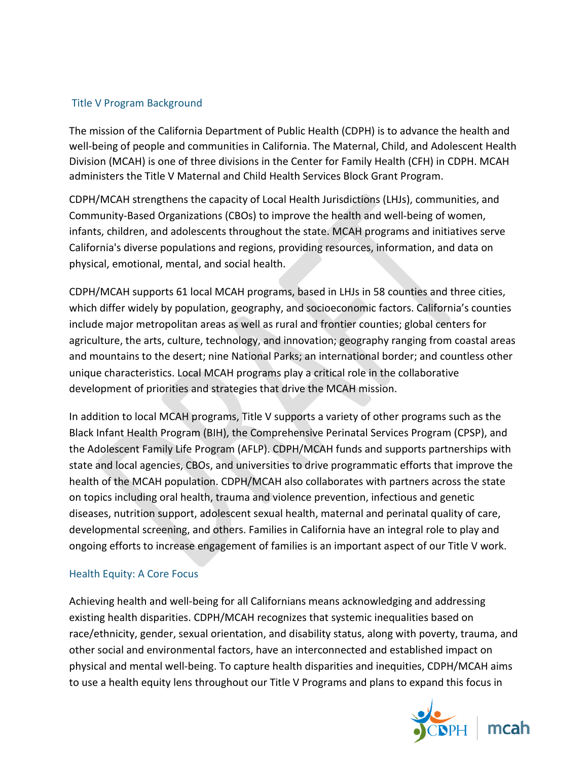## Title V Program Background

The mission of the California Department of Public Health (CDPH) is to advance the health and well-being of people and communities in California. The Maternal, Child, and Adolescent Health Division (MCAH) is one of three divisions in the Center for Family Health (CFH) in CDPH. MCAH administers the Title V Maternal and Child Health Services Block Grant Program.

CDPH/MCAH strengthens the capacity of Local Health Jurisdictions (LHJs), communities, and Community-Based Organizations (CBOs) to improve the health and well-being of women, infants, children, and adolescents throughout the state. MCAH programs and initiatives serve California's diverse populations and regions, providing resources, information, and data on physical, emotional, mental, and social health.

CDPH/MCAH supports 61 local MCAH programs, based in LHJs in 58 counties and three cities, which differ widely by population, geography, and socioeconomic factors. California's counties include major metropolitan areas as well as rural and frontier counties; global centers for agriculture, the arts, culture, technology, and innovation; geography ranging from coastal areas and mountains to the desert; nine National Parks; an international border; and countless other unique characteristics. Local MCAH programs play a critical role in the collaborative development of priorities and strategies that drive the MCAH mission.

In addition to local MCAH programs, Title V supports a variety of other programs such as the Black Infant Health Program (BIH), the Comprehensive Perinatal Services Program (CPSP), and the Adolescent Family Life Program (AFLP). CDPH/MCAH funds and supports partnerships with state and local agencies, CBOs, and universities to drive programmatic efforts that improve the health of the MCAH population. CDPH/MCAH also collaborates with partners across the state on topics including oral health, trauma and violence prevention, infectious and genetic diseases, nutrition support, adolescent sexual health, maternal and perinatal quality of care, developmental screening, and others. Families in California have an integral role to play and ongoing efforts to increase engagement of families is an important aspect of our Title V work.

## Health Equity: A Core Focus

Achieving health and well-being for all Californians means acknowledging and addressing existing health disparities. CDPH/MCAH recognizes that systemic inequalities based on race/ethnicity, gender, sexual orientation, and disability status, along with poverty, trauma, and other social and environmental factors, have an interconnected and established impact on physical and mental well-being. To capture health disparities and inequities, CDPH/MCAH aims to use a health equity lens throughout our Title V Programs and plans to expand this focus in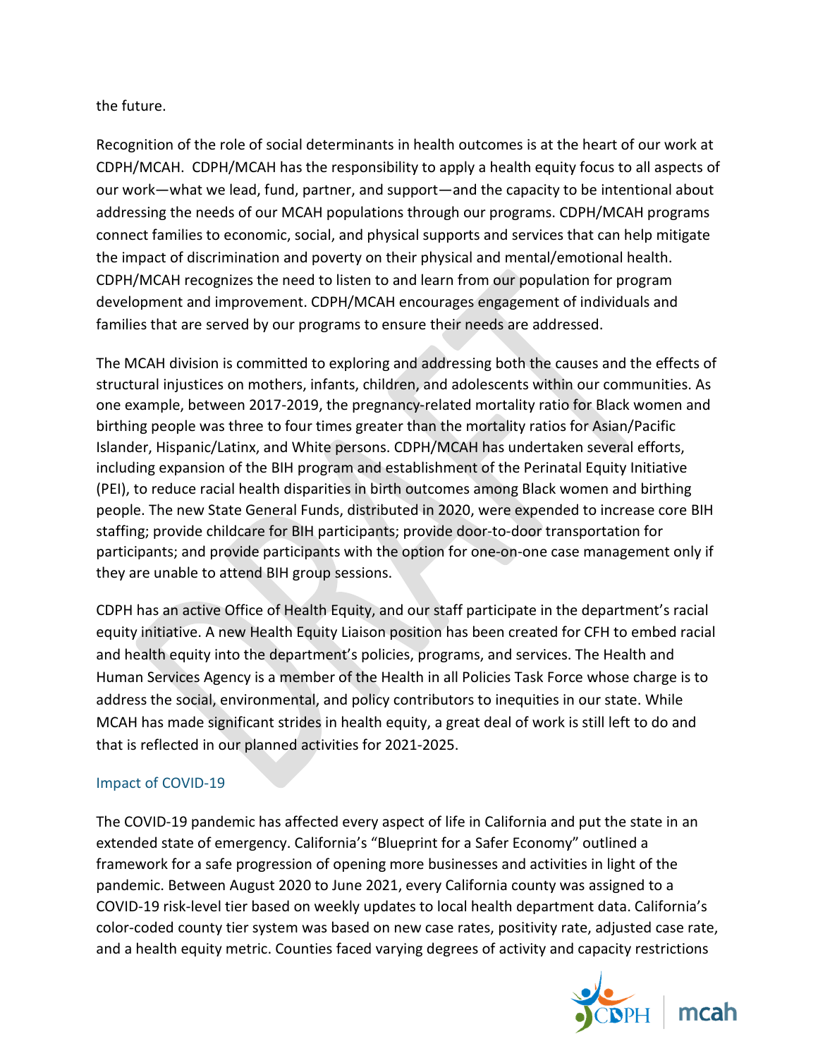the future.

Recognition of the role of social determinants in health outcomes is at the heart of our work at CDPH/MCAH. CDPH/MCAH has the responsibility to apply a health equity focus to all aspects of our work—what we lead, fund, partner, and support—and the capacity to be intentional about addressing the needs of our MCAH populations through our programs. CDPH/MCAH programs connect families to economic, social, and physical supports and services that can help mitigate the impact of discrimination and poverty on their physical and mental/emotional health. CDPH/MCAH recognizes the need to listen to and learn from our population for program development and improvement. CDPH/MCAH encourages engagement of individuals and families that are served by our programs to ensure their needs are addressed.

The MCAH division is committed to exploring and addressing both the causes and the effects of structural injustices on mothers, infants, children, and adolescents within our communities. As one example, between 2017-2019, the pregnancy-related mortality ratio for Black women and birthing people was three to four times greater than the mortality ratios for Asian/Pacific Islander, Hispanic/Latinx, and White persons. CDPH/MCAH has undertaken several efforts, including expansion of the BIH program and establishment of the Perinatal Equity Initiative (PEI), to reduce racial health disparities in birth outcomes among Black women and birthing people. The new State General Funds, distributed in 2020, were expended to increase core BIH staffing; provide childcare for BIH participants; provide door-to-door transportation for participants; and provide participants with the option for one-on-one case management only if they are unable to attend BIH group sessions.

CDPH has an active Office of Health Equity, and our staff participate in the department's racial equity initiative. A new Health Equity Liaison position has been created for CFH to embed racial and health equity into the department's policies, programs, and services. The Health and Human Services Agency is a member of the Health in all Policies Task Force whose charge is to address the social, environmental, and policy contributors to inequities in our state. While MCAH has made significant strides in health equity, a great deal of work is still left to do and that is reflected in our planned activities for 2021-2025.

### Impact of COVID-19

The COVID-19 pandemic has affected every aspect of life in California and put the state in an extended state of emergency. California's "Blueprint for a Safer Economy" outlined a framework for a safe progression of opening more businesses and activities in light of the pandemic. Between August 2020 to June 2021, every California county was assigned to a COVID-19 risk-level tier based on weekly updates to local health department data. California's color-coded county tier system was based on new case rates, positivity rate, adjusted case rate, and a health equity metric. Counties faced varying degrees of activity and capacity restrictions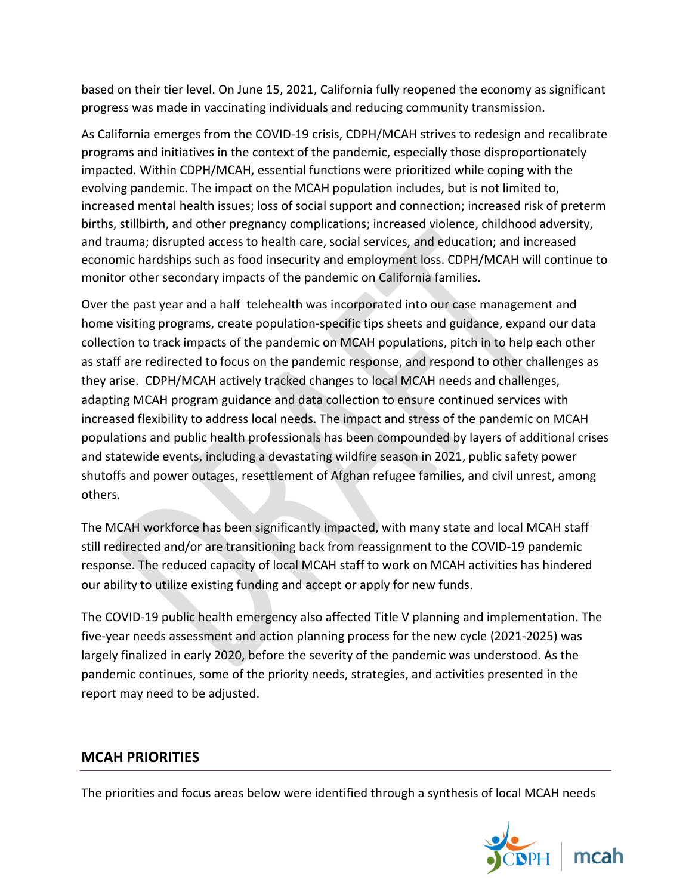based on their tier level. On June 15, 2021, California fully reopened the economy as significant progress was made in vaccinating individuals and reducing community transmission.

As California emerges from the COVID-19 crisis, CDPH/MCAH strives to redesign and recalibrate programs and initiatives in the context of the pandemic, especially those disproportionately impacted. Within CDPH/MCAH, essential functions were prioritized while coping with the evolving pandemic. The impact on the MCAH population includes, but is not limited to, increased mental health issues; loss of social support and connection; increased risk of preterm births, stillbirth, and other pregnancy complications; increased violence, childhood adversity, and trauma; disrupted access to health care, social services, and education; and increased economic hardships such as food insecurity and employment loss. CDPH/MCAH will continue to monitor other secondary impacts of the pandemic on California families.

Over the past year and a half telehealth was incorporated into our case management and home visiting programs, create population-specific tips sheets and guidance, expand our data collection to track impacts of the pandemic on MCAH populations, pitch in to help each other as staff are redirected to focus on the pandemic response, and respond to other challenges as they arise. CDPH/MCAH actively tracked changes to local MCAH needs and challenges, adapting MCAH program guidance and data collection to ensure continued services with increased flexibility to address local needs. The impact and stress of the pandemic on MCAH populations and public health professionals has been compounded by layers of additional crises and statewide events, including a devastating wildfire season in 2021, public safety power shutoffs and power outages, resettlement of Afghan refugee families, and civil unrest, among others.

The MCAH workforce has been significantly impacted, with many state and local MCAH staff still redirected and/or are transitioning back from reassignment to the COVID-19 pandemic response. The reduced capacity of local MCAH staff to work on MCAH activities has hindered our ability to utilize existing funding and accept or apply for new funds.

The COVID-19 public health emergency also affected Title V planning and implementation. The five-year needs assessment and action planning process for the new cycle (2021-2025) was largely finalized in early 2020, before the severity of the pandemic was understood. As the pandemic continues, some of the priority needs, strategies, and activities presented in the report may need to be adjusted.

## MCAH PRIORITIES

The priorities and focus areas below were identified through a synthesis of local MCAH needs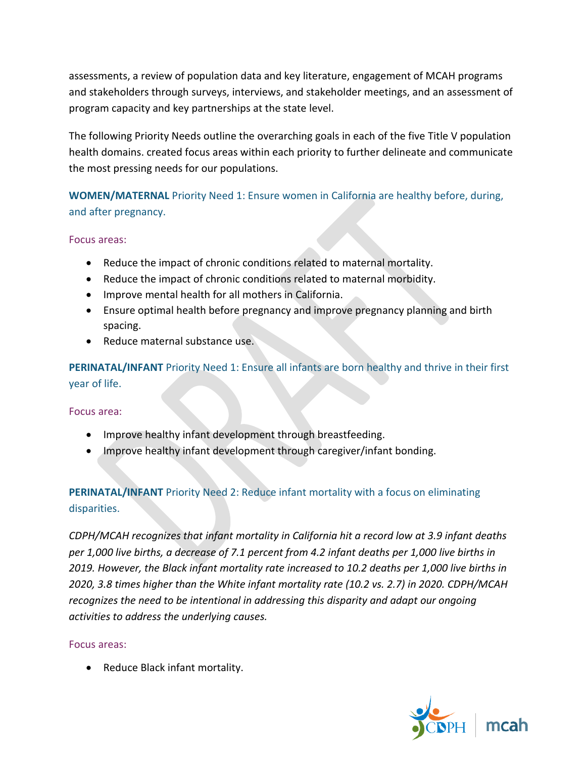assessments, a review of population data and key literature, engagement of MCAH programs and stakeholders through surveys, interviews, and stakeholder meetings, and an assessment of program capacity and key partnerships at the state level.

The following Priority Needs outline the overarching goals in each of the five Title V population health domains. created focus areas within each priority to further delineate and communicate the most pressing needs for our populations.

### **WOMEN/MATERNAL** Priority Need 1: Ensure women in California are healthy before, during, and after pregnancy.

Focus areas:

- Reduce the impact of chronic conditions related to maternal mortality.
- Reduce the impact of chronic conditions related to maternal morbidity.
- Improve mental health for all mothers in California.
- Ensure optimal health before pregnancy and improve pregnancy planning and birth spacing.
- Reduce maternal substance use.

### **PERINATAL/INFANT** Priority Need 1: Ensure all infants are born healthy and thrive in their first year of life.

Focus area:

- Improve healthy infant development through breastfeeding.
- Improve healthy infant development through caregiver/infant bonding.

### **PERINATAL/INFANT** Priority Need 2: Reduce infant mortality with a focus on eliminating disparities.

*CDPH/MCAH recognizes that infant mortality in California hit a record low at 3.9 infant deaths per 1,000 live births, a decrease of 7.1 percent from 4.2 infant deaths per 1,000 live births in 2019. However, the Black infant mortality rate increased to 10.2 deaths per 1,000 live births in 2020, 3.8 times higher than the White infant mortality rate (10.2 vs. 2.7) in 2020. CDPH/MCAH recognizes the need to be intentional in addressing this disparity and adapt our ongoing activities to address the underlying causes.*

Focus areas:

- Reduce Black infant mortality.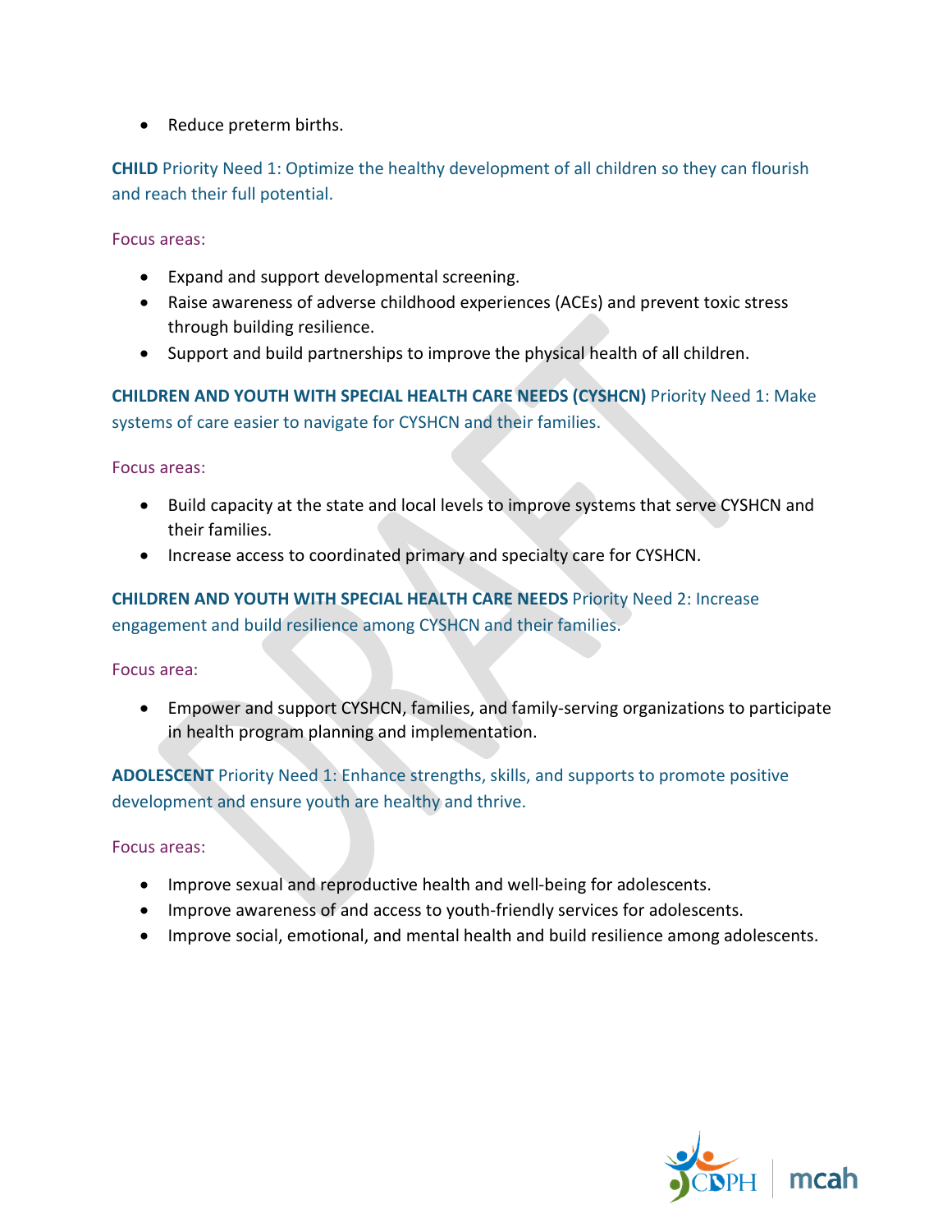- Reduce preterm births.

**CHILD** Priority Need 1: Optimize the healthy development of all children so they can flourish and reach their full potential.

Focus areas:

- Expand and support developmental screening.
- Raise awareness of adverse childhood experiences (ACEs) and prevent toxic stress through building resilience.
- Support and build partnerships to improve the physical health of all children.

**CHILDREN AND YOUTH WITH SPECIAL HEALTH CARE NEEDS (CYSHCN)** Priority Need 1: Make systems of care easier to navigate for CYSHCN and their families.

Focus areas:

- Build capacity at the state and local levels to improve systems that serve CYSHCN and their families.
- Increase access to coordinated primary and specialty care for CYSHCN.

**CHILDREN AND YOUTH WITH SPECIAL HEALTH CARE NEEDS** Priority Need 2: Increase engagement and build resilience among CYSHCN and their families.

Focus area:

- Empower and support CYSHCN, families, and family-serving organizations to participate in health program planning and implementation.

**ADOLESCENT** Priority Need 1: Enhance strengths, skills, and supports to promote positive development and ensure youth are healthy and thrive.

Focus areas:

- Improve sexual and reproductive health and well-being for adolescents.
- Improve awareness of and access to youth-friendly services for adolescents.
- Improve social, emotional, and mental health and build resilience among adolescents.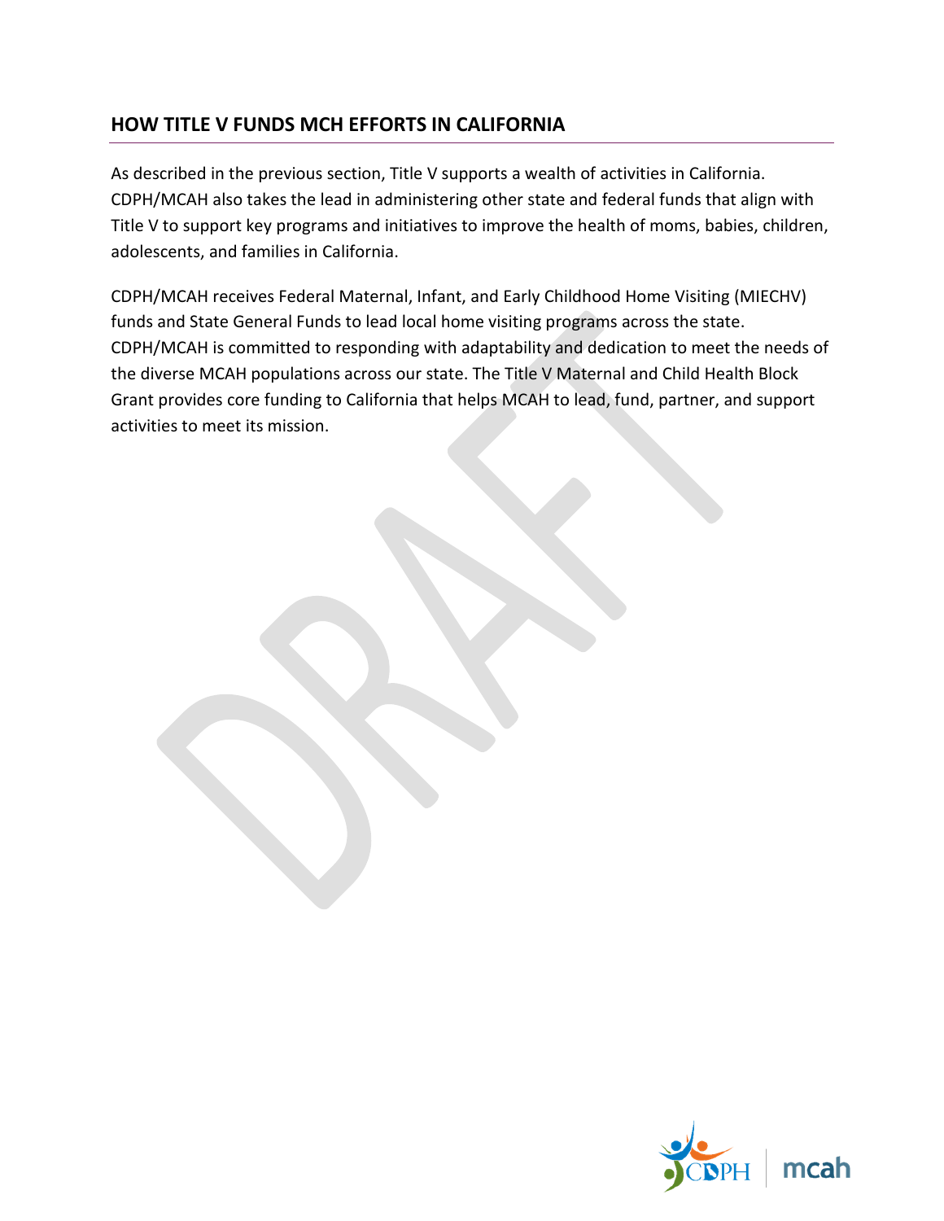## HOW TITLE V FUNDS MCH EFFORTS IN CALIFORNIA

As described in the previous section, Title V supports a wealth of activities in California. CDPH/MCAH also takes the lead in administering other state and federal funds that align with Title V to support key programs and initiatives to improve the health of moms, babies, children, adolescents, and families in California.

CDPH/MCAH receives Federal Maternal, Infant, and Early Childhood Home Visiting (MIECHV) funds and State General Funds to lead local home visiting programs across the state. CDPH/MCAH is committed to responding with adaptability and dedication to meet the needs of the diverse MCAH populations across our state. The Title V Maternal and Child Health Block Grant provides core funding to California that helps MCAH to lead, fund, partner, and support activities to meet its mission.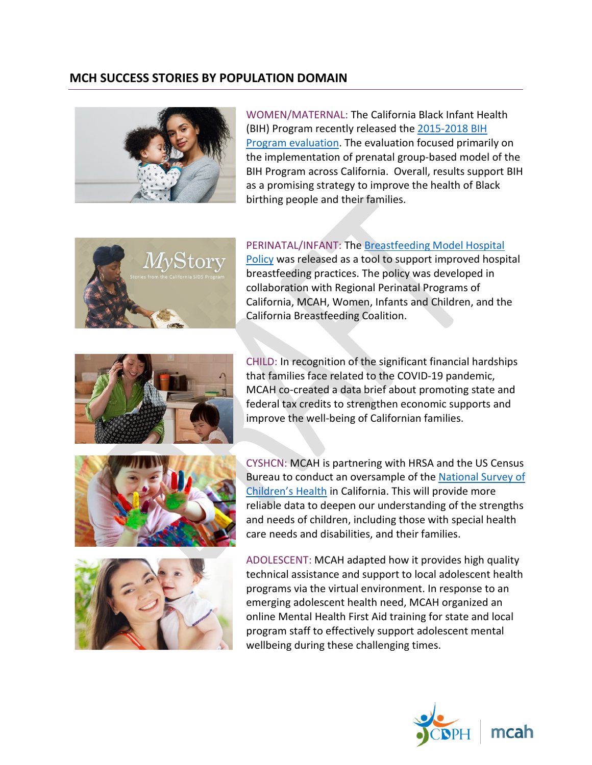## MCH SUCCESS STORIES BY POPULATION DOMAIN

WOMEN/MATERNAL: The California Black Infant Health (BIH) Program recently released the [2015-2018 BIH Program evaluation]. The evaluation focused primarily on the implementation of prenatal group-based model of the BIH Program across California. Overall, results support BIH as a promising strategy to improve the health of Black birthing people and their families.

PERINATAL/INFANT: The [Breastfeeding Model Hospital Policy] was released as a tool to support improved hospital breastfeeding practices. The policy was developed in collaboration with Regional Perinatal Programs of California, MCAH, Women, Infants and Children, and the California Breastfeeding Coalition.

CHILD: In recognition of the significant financial hardships that families face related to the COVID-19 pandemic, MCAH co-created a data brief about promoting state and federal tax credits to strengthen economic supports and improve the well-being of Californian families.

CYSHCN: MCAH is partnering with HRSA and the US Census Bureau to conduct an oversample of the [National Survey of Children's Health] in California. This will provide more reliable data to deepen our understanding of the strengths and needs of children, including those with special health care needs and disabilities, and their families.

ADOLESCENT: MCAH adapted how it provides high quality technical assistance and support to local adolescent health programs via the virtual environment. In response to an emerging adolescent health need, MCAH organized an online Mental Health First Aid training for state and local program staff to effectively support adolescent mental wellbeing during these challenging times.